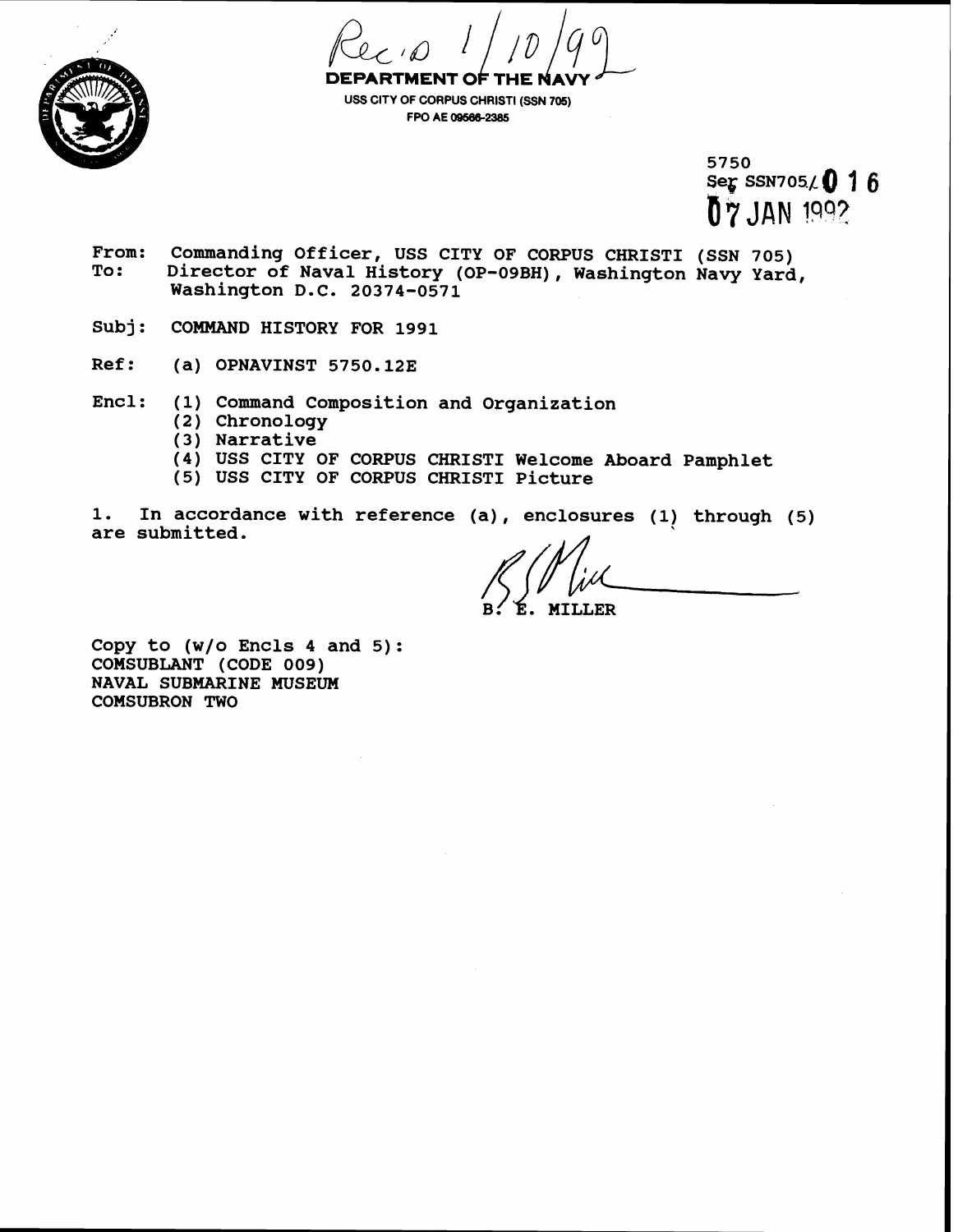Rec'd 1/10/92

**DEPARTMENT OF THE NAVY**
USS CITY OF CORPUS CHRISTI (SSN 705)
FPO AE 09566-2385

5750
Ser SSN705/016
07 JAN 1992

From: Commanding Officer, USS CITY OF CORPUS CHRISTI (SSN 705)
To: Director of Naval History (OP-09BH), Washington Navy Yard, Washington D.C. 20374-0571

Subj: COMMAND HISTORY FOR 1991

Ref: (a) OPNAVINST 5750.12E

Encl: (1) Command Composition and Organization
(2) Chronology
(3) Narrative
(4) USS CITY OF CORPUS CHRISTI Welcome Aboard Pamphlet
(5) USS CITY OF CORPUS CHRISTI Picture

1. In accordance with reference (a), enclosures (1) through (5) are submitted.

B. E. MILLER

Copy to (w/o Encls 4 and 5):
COMSUBLANT (CODE 009)
NAVAL SUBMARINE MUSEUM
COMSUBRON TWO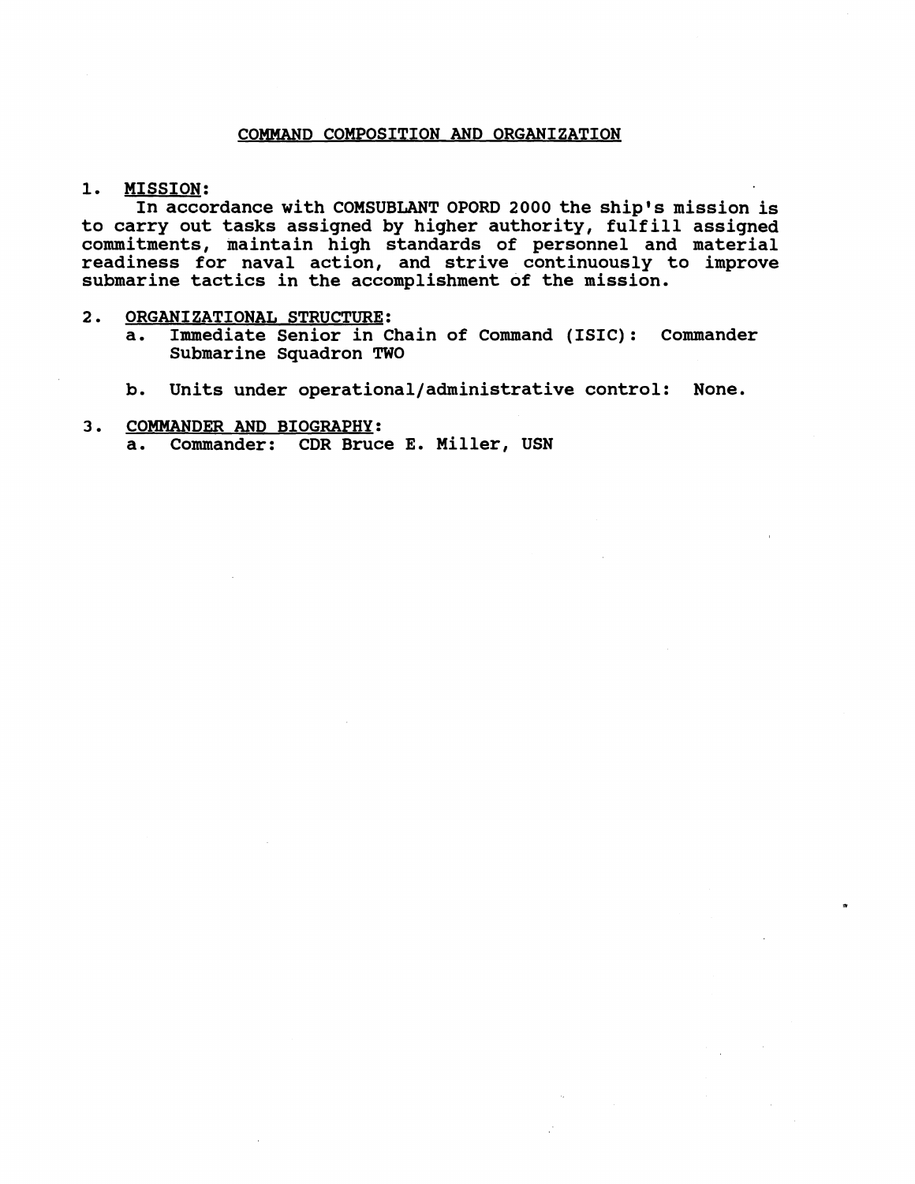# COMMAND COMPOSITION AND ORGANIZATION

1. **MISSION:**

   In accordance with COMSUBLANT OPORD 2000 the ship's mission is to carry out tasks assigned by higher authority, fulfill assigned commitments, maintain high standards of personnel and material readiness for naval action, and strive continuously to improve submarine tactics in the accomplishment of the mission.

2. **ORGANIZATIONAL STRUCTURE:**

   a. Immediate Senior in Chain of Command (ISIC): Commander Submarine Squadron TWO

   b. Units under operational/administrative control: None.

3. **COMMANDER AND BIOGRAPHY:**

   a. Commander: CDR Bruce E. Miller, USN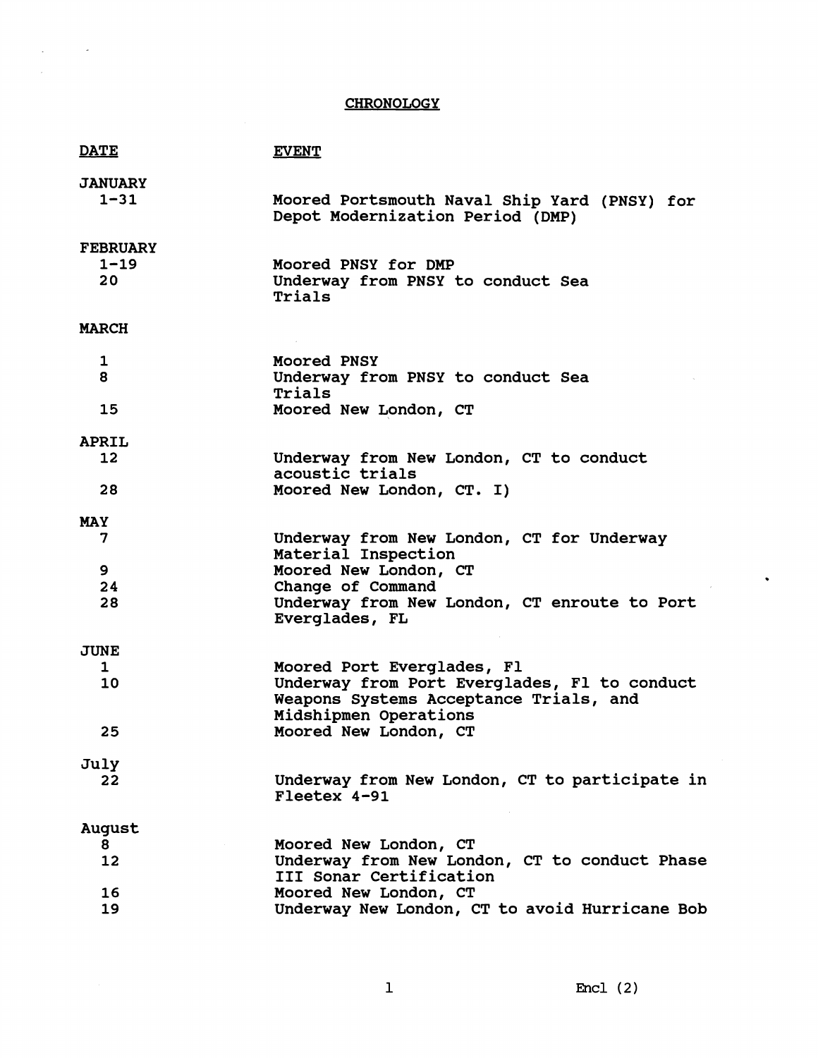# CHRONOLOGY

| DATE | EVENT |
|---|---|
| **JANUARY** | |
| 1-31 | Moored Portsmouth Naval Ship Yard (PNSY) for Depot Modernization Period (DMP) |
| **FEBRUARY** | |
| 1-19 | Moored PNSY for DMP |
| 20 | Underway from PNSY to conduct Sea Trials |
| **MARCH** | |
| 1 | Moored PNSY |
| 8 | Underway from PNSY to conduct Sea Trials |
| 15 | Moored New London, CT |
| **APRIL** | |
| 12 | Underway from New London, CT to conduct acoustic trials |
| 28 | Moored New London, CT. I) |
| **MAY** | |
| 7 | Underway from New London, CT for Underway Material Inspection |
| 9 | Moored New London, CT |
| 24 | Change of Command |
| 28 | Underway from New London, CT enroute to Port Everglades, FL |
| **JUNE** | |
| 1 | Moored Port Everglades, Fl |
| 10 | Underway from Port Everglades, Fl to conduct Weapons Systems Acceptance Trials, and Midshipmen Operations |
| 25 | Moored New London, CT |
| **July** | |
| 22 | Underway from New London, CT to participate in Fleetex 4-91 |
| **August** | |
| 8 | Moored New London, CT |
| 12 | Underway from New London, CT to conduct Phase III Sonar Certification |
| 16 | Moored New London, CT |
| 19 | Underway New London, CT to avoid Hurricane Bob |

Encl (2)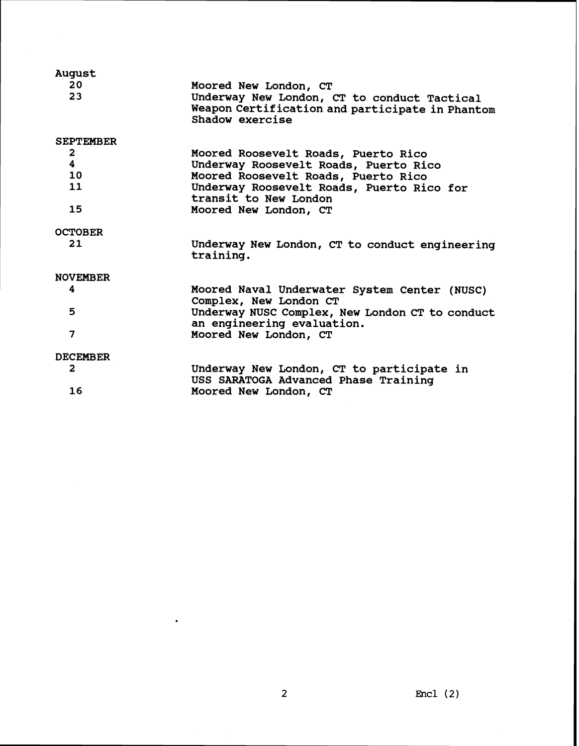**August**

| | |
|---|---|
| 20 | Moored New London, CT |
| 23 | Underway New London, CT to conduct Tactical Weapon Certification and participate in Phantom Shadow exercise |

**SEPTEMBER**

| | |
|---|---|
| 2 | Moored Roosevelt Roads, Puerto Rico |
| 4 | Underway Roosevelt Roads, Puerto Rico |
| 10 | Moored Roosevelt Roads, Puerto Rico |
| 11 | Underway Roosevelt Roads, Puerto Rico for transit to New London |
| 15 | Moored New London, CT |

**OCTOBER**

| | |
|---|---|
| 21 | Underway New London, CT to conduct engineering training. |

**NOVEMBER**

| | |
|---|---|
| 4 | Moored Naval Underwater System Center (NUSC) Complex, New London CT |
| 5 | Underway NUSC Complex, New London CT to conduct an engineering evaluation. |
| 7 | Moored New London, CT |

**DECEMBER**

| | |
|---|---|
| 2 | Underway New London, CT to participate in USS SARATOGA Advanced Phase Training |
| 16 | Moored New London, CT |

Encl (2)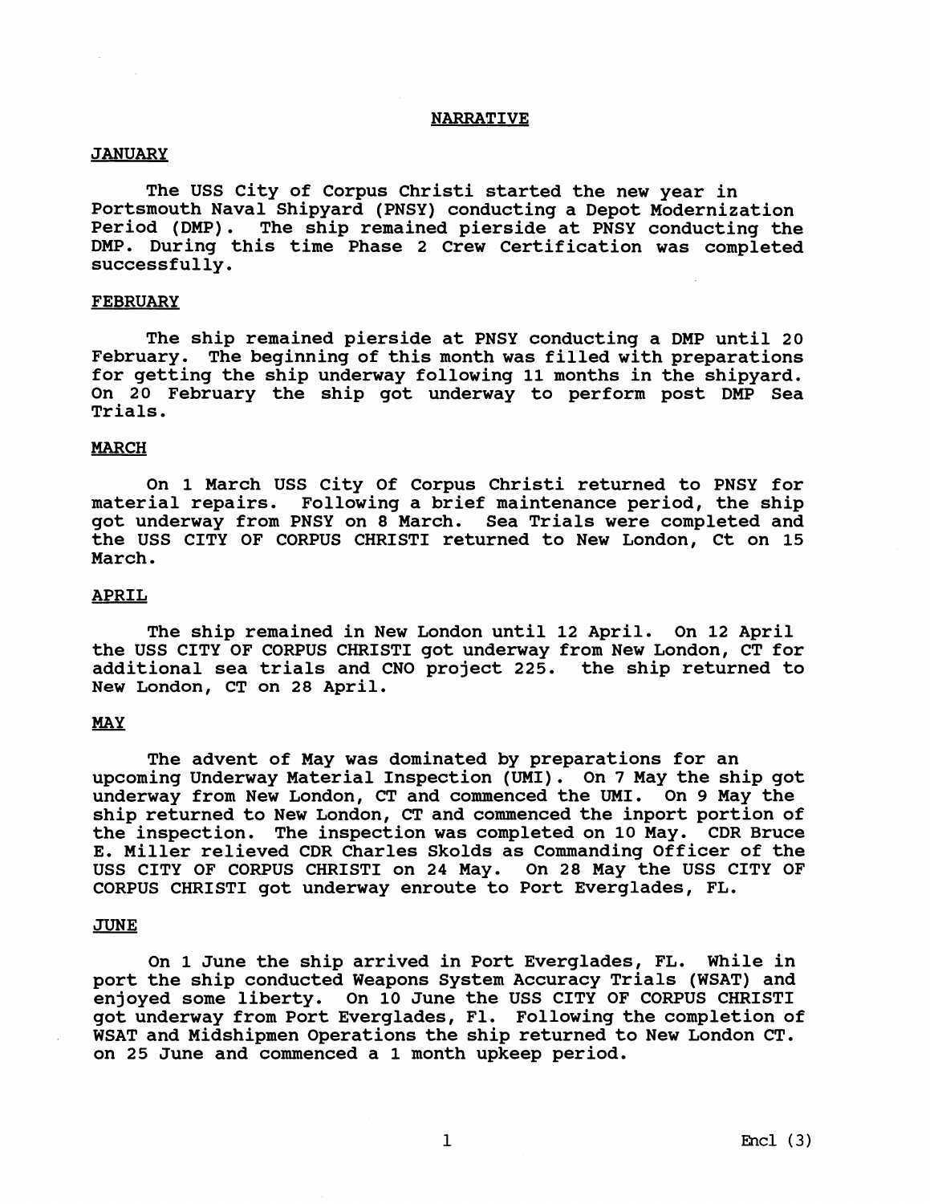# NARRATIVE

## JANUARY

The USS City of Corpus Christi started the new year in Portsmouth Naval Shipyard (PNSY) conducting a Depot Modernization Period (DMP). The ship remained pierside at PNSY conducting the DMP. During this time Phase 2 Crew Certification was completed successfully.

## FEBRUARY

The ship remained pierside at PNSY conducting a DMP until 20 February. The beginning of this month was filled with preparations for getting the ship underway following 11 months in the shipyard. On 20 February the ship got underway to perform post DMP Sea Trials.

## MARCH

On 1 March USS City Of Corpus Christi returned to PNSY for material repairs. Following a brief maintenance period, the ship got underway from PNSY on 8 March. Sea Trials were completed and the USS CITY OF CORPUS CHRISTI returned to New London, Ct on 15 March.

## APRIL

The ship remained in New London until 12 April. On 12 April the USS CITY OF CORPUS CHRISTI got underway from New London, CT for additional sea trials and CNO project 225. the ship returned to New London, CT on 28 April.

## MAY

The advent of May was dominated by preparations for an upcoming Underway Material Inspection (UMI). On 7 May the ship got underway from New London, CT and commenced the UMI. On 9 May the ship returned to New London, CT and commenced the inport portion of the inspection. The inspection was completed on 10 May. CDR Bruce E. Miller relieved CDR Charles Skolds as Commanding Officer of the USS CITY OF CORPUS CHRISTI on 24 May. On 28 May the USS CITY OF CORPUS CHRISTI got underway enroute to Port Everglades, FL.

## JUNE

On 1 June the ship arrived in Port Everglades, FL. While in port the ship conducted Weapons System Accuracy Trials (WSAT) and enjoyed some liberty. On 10 June the USS CITY OF CORPUS CHRISTI got underway from Port Everglades, Fl. Following the completion of WSAT and Midshipmen Operations the ship returned to New London CT. on 25 June and commenced a 1 month upkeep period.

Encl (3)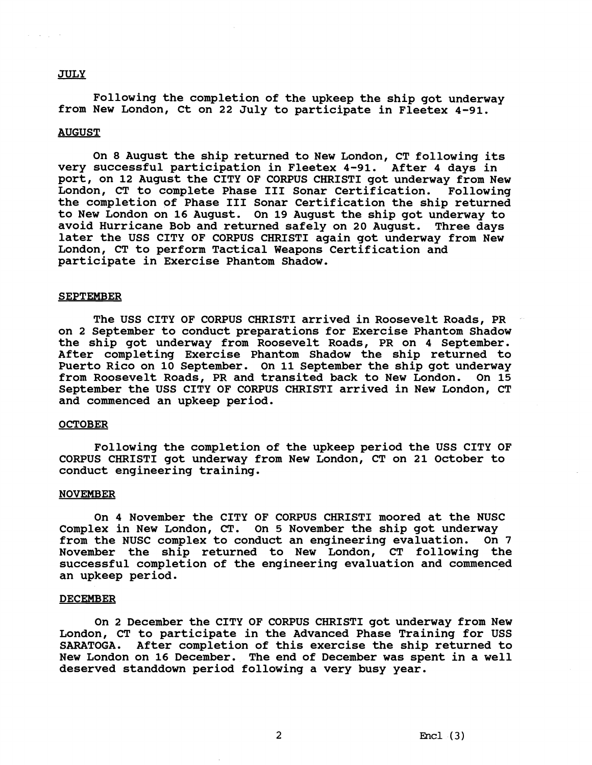<u>JULY</u>

Following the completion of the upkeep the ship got underway from New London, Ct on 22 July to participate in Fleetex 4-91.

<u>AUGUST</u>

On 8 August the ship returned to New London, CT following its very successful participation in Fleetex 4-91. After 4 days in port, on 12 August the CITY OF CORPUS CHRISTI got underway from New London, CT to complete Phase III Sonar Certification. Following the completion of Phase III Sonar Certification the ship returned to New London on 16 August. On 19 August the ship got underway to avoid Hurricane Bob and returned safely on 20 August. Three days later the USS CITY OF CORPUS CHRISTI again got underway from New London, CT to perform Tactical Weapons Certification and participate in Exercise Phantom Shadow.

<u>SEPTEMBER</u>

The USS CITY OF CORPUS CHRISTI arrived in Roosevelt Roads, PR on 2 September to conduct preparations for Exercise Phantom Shadow the ship got underway from Roosevelt Roads, PR on 4 September. After completing Exercise Phantom Shadow the ship returned to Puerto Rico on 10 September. On 11 September the ship got underway from Roosevelt Roads, PR and transited back to New London. On 15 September the USS CITY OF CORPUS CHRISTI arrived in New London, CT and commenced an upkeep period.

<u>OCTOBER</u>

Following the completion of the upkeep period the USS CITY OF CORPUS CHRISTI got underway from New London, CT on 21 October to conduct engineering training.

<u>NOVEMBER</u>

On 4 November the CITY OF CORPUS CHRISTI moored at the NUSC Complex in New London, CT. On 5 November the ship got underway from the NUSC complex to conduct an engineering evaluation. On 7 November the ship returned to New London, CT following the successful completion of the engineering evaluation and commenced an upkeep period.

<u>DECEMBER</u>

On 2 December the CITY OF CORPUS CHRISTI got underway from New London, CT to participate in the Advanced Phase Training for USS SARATOGA. After completion of this exercise the ship returned to New London on 16 December. The end of December was spent in a well deserved standdown period following a very busy year.

Encl (3)